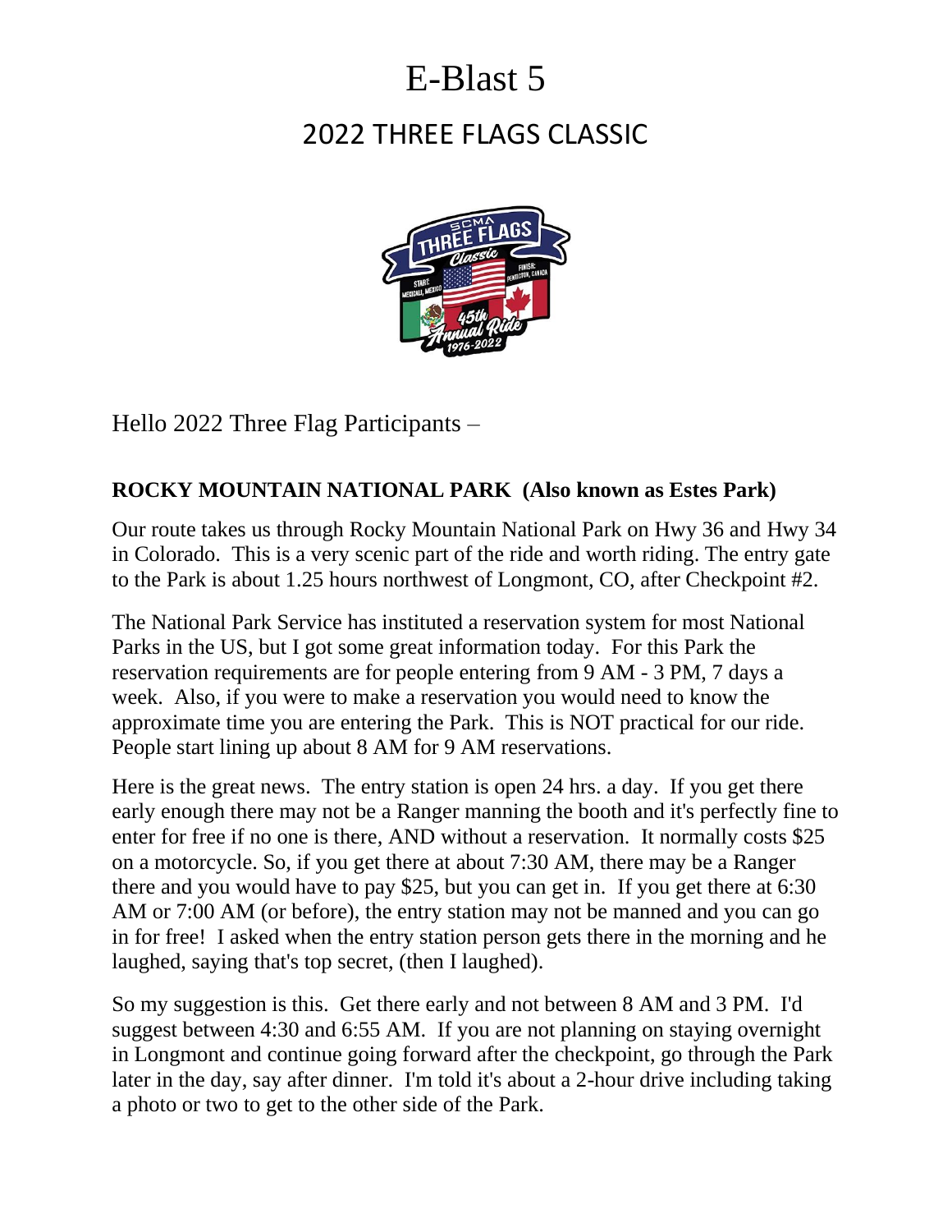# E-Blast 5

## 2022 THREE FLAGS CLASSIC

Hello 2022 Three Flag Participants –

**ROCKY MOUNTAIN NATIONAL PARK (Also known as Estes Park)**

Our route takes us through Rocky Mountain National Park on Hwy 36 and Hwy 34 in Colorado. This is a very scenic part of the ride and worth riding. The entry gate to the Park is about 1.25 hours northwest of Longmont, CO, after Checkpoint #2.

The National Park Service has instituted a reservation system for most National Parks in the US, but I got some great information today. For this Park the reservation requirements are for people entering from 9 AM - 3 PM, 7 days a week. Also, if you were to make a reservation you would need to know the approximate time you are entering the Park. This is NOT practical for our ride. People start lining up about 8 AM for 9 AM reservations.

Here is the great news. The entry station is open 24 hrs. a day. If you get there early enough there may not be a Ranger manning the booth and it's perfectly fine to enter for free if no one is there, AND without a reservation. It normally costs $25 on a motorcycle. So, if you get there at about 7:30 AM, there may be a Ranger there and you would have to pay $25, but you can get in. If you get there at 6:30 AM or 7:00 AM (or before), the entry station may not be manned and you can go in for free! I asked when the entry station person gets there in the morning and he laughed, saying that's top secret, (then I laughed).

So my suggestion is this. Get there early and not between 8 AM and 3 PM. I'd suggest between 4:30 and 6:55 AM. If you are not planning on staying overnight in Longmont and continue going forward after the checkpoint, go through the Park later in the day, say after dinner. I'm told it's about a 2-hour drive including taking a photo or two to get to the other side of the Park.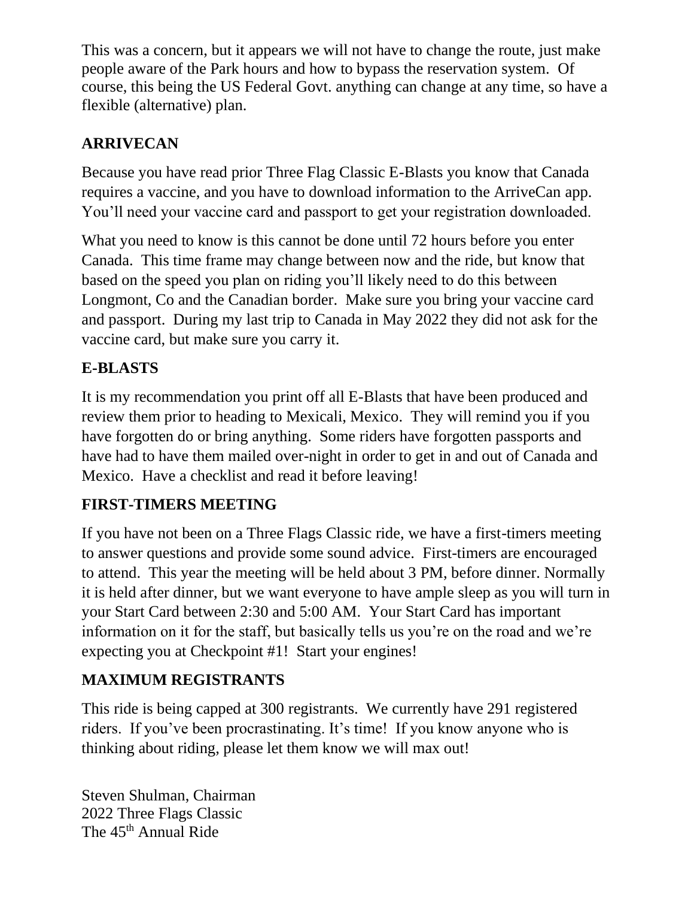This was a concern, but it appears we will not have to change the route, just make people aware of the Park hours and how to bypass the reservation system. Of course, this being the US Federal Govt. anything can change at any time, so have a flexible (alternative) plan.

## ARRIVECAN

Because you have read prior Three Flag Classic E-Blasts you know that Canada requires a vaccine, and you have to download information to the ArriveCan app. You'll need your vaccine card and passport to get your registration downloaded.

What you need to know is this cannot be done until 72 hours before you enter Canada. This time frame may change between now and the ride, but know that based on the speed you plan on riding you'll likely need to do this between Longmont, Co and the Canadian border. Make sure you bring your vaccine card and passport. During my last trip to Canada in May 2022 they did not ask for the vaccine card, but make sure you carry it.

## E-BLASTS

It is my recommendation you print off all E-Blasts that have been produced and review them prior to heading to Mexicali, Mexico. They will remind you if you have forgotten do or bring anything. Some riders have forgotten passports and have had to have them mailed over-night in order to get in and out of Canada and Mexico. Have a checklist and read it before leaving!

## FIRST-TIMERS MEETING

If you have not been on a Three Flags Classic ride, we have a first-timers meeting to answer questions and provide some sound advice. First-timers are encouraged to attend. This year the meeting will be held about 3 PM, before dinner. Normally it is held after dinner, but we want everyone to have ample sleep as you will turn in your Start Card between 2:30 and 5:00 AM. Your Start Card has important information on it for the staff, but basically tells us you're on the road and we're expecting you at Checkpoint #1! Start your engines!

## MAXIMUM REGISTRANTS

This ride is being capped at 300 registrants. We currently have 291 registered riders. If you've been procrastinating. It's time! If you know anyone who is thinking about riding, please let them know we will max out!

Steven Shulman, Chairman  
2022 Three Flags Classic  
The 45th Annual Ride